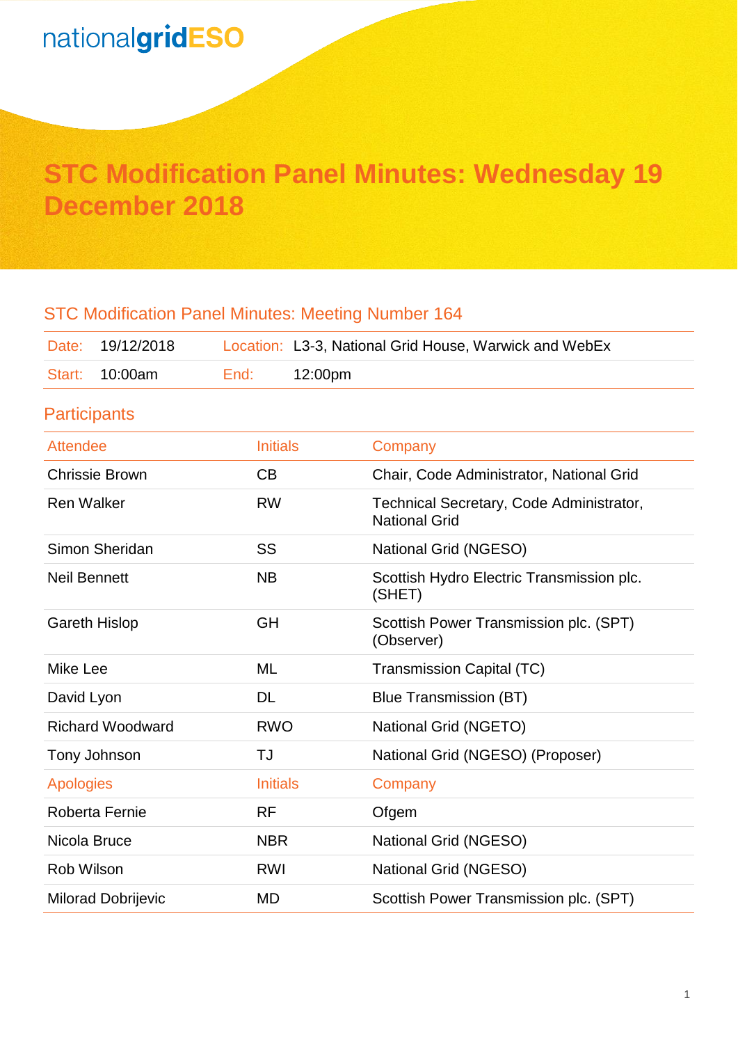nationalgridESO

# STC Modification Panel Minutes: Wednesday 19 December 2018

## STC Modification Panel Minutes: Meeting Number 164

| Date: | 19/12/2018 | Location: | L3-3, National Grid House, Warwick and WebEx |
|---|---|---|---|
| Start: | 10:00am | End: | 12:00pm |

## Participants

| Attendee | Initials | Company |
|---|---|---|
| Chrissie Brown | CB | Chair, Code Administrator, National Grid |
| Ren Walker | RW | Technical Secretary, Code Administrator, National Grid |
| Simon Sheridan | SS | National Grid (NGESO) |
| Neil Bennett | NB | Scottish Hydro Electric Transmission plc. (SHET) |
| Gareth Hislop | GH | Scottish Power Transmission plc. (SPT) (Observer) |
| Mike Lee | ML | Transmission Capital (TC) |
| David Lyon | DL | Blue Transmission (BT) |
| Richard Woodward | RWO | National Grid (NGETO) |
| Tony Johnson | TJ | National Grid (NGESO) (Proposer) |
| **Apologies** | **Initials** | **Company** |
| Roberta Fernie | RF | Ofgem |
| Nicola Bruce | NBR | National Grid (NGESO) |
| Rob Wilson | RWI | National Grid (NGESO) |
| Milorad Dobrijevic | MD | Scottish Power Transmission plc. (SPT) |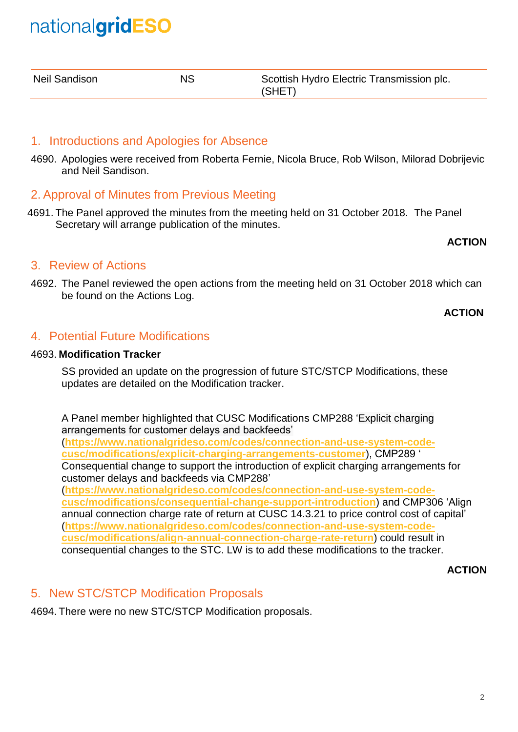| Neil Sandison | NS | Scottish Hydro Electric Transmission plc. (SHET) |
|---|---|---|

## 1. Introductions and Apologies for Absence

4690. Apologies were received from Roberta Fernie, Nicola Bruce, Rob Wilson, Milorad Dobrijevic and Neil Sandison.

## 2. Approval of Minutes from Previous Meeting

4691. The Panel approved the minutes from the meeting held on 31 October 2018. The Panel Secretary will arrange publication of the minutes.

**ACTION**

## 3. Review of Actions

4692. The Panel reviewed the open actions from the meeting held on 31 October 2018 which can be found on the Actions Log.

**ACTION**

## 4. Potential Future Modifications

4693. **Modification Tracker**

SS provided an update on the progression of future STC/STCP Modifications, these updates are detailed on the Modification tracker.

A Panel member highlighted that CUSC Modifications CMP288 'Explicit charging arrangements for customer delays and backfeeds' (**https://www.nationalgrideso.com/codes/connection-and-use-system-code-cusc/modifications/explicit-charging-arrangements-customer**), CMP289 ' Consequential change to support the introduction of explicit charging arrangements for customer delays and backfeeds via CMP288' (**https://www.nationalgrideso.com/codes/connection-and-use-system-code-cusc/modifications/consequential-change-support-introduction**) and CMP306 'Align annual connection charge rate of return at CUSC 14.3.21 to price control cost of capital' (**https://www.nationalgrideso.com/codes/connection-and-use-system-code-cusc/modifications/align-annual-connection-charge-rate-return**) could result in consequential changes to the STC. LW is to add these modifications to the tracker.

**ACTION**

## 5. New STC/STCP Modification Proposals

4694. There were no new STC/STCP Modification proposals.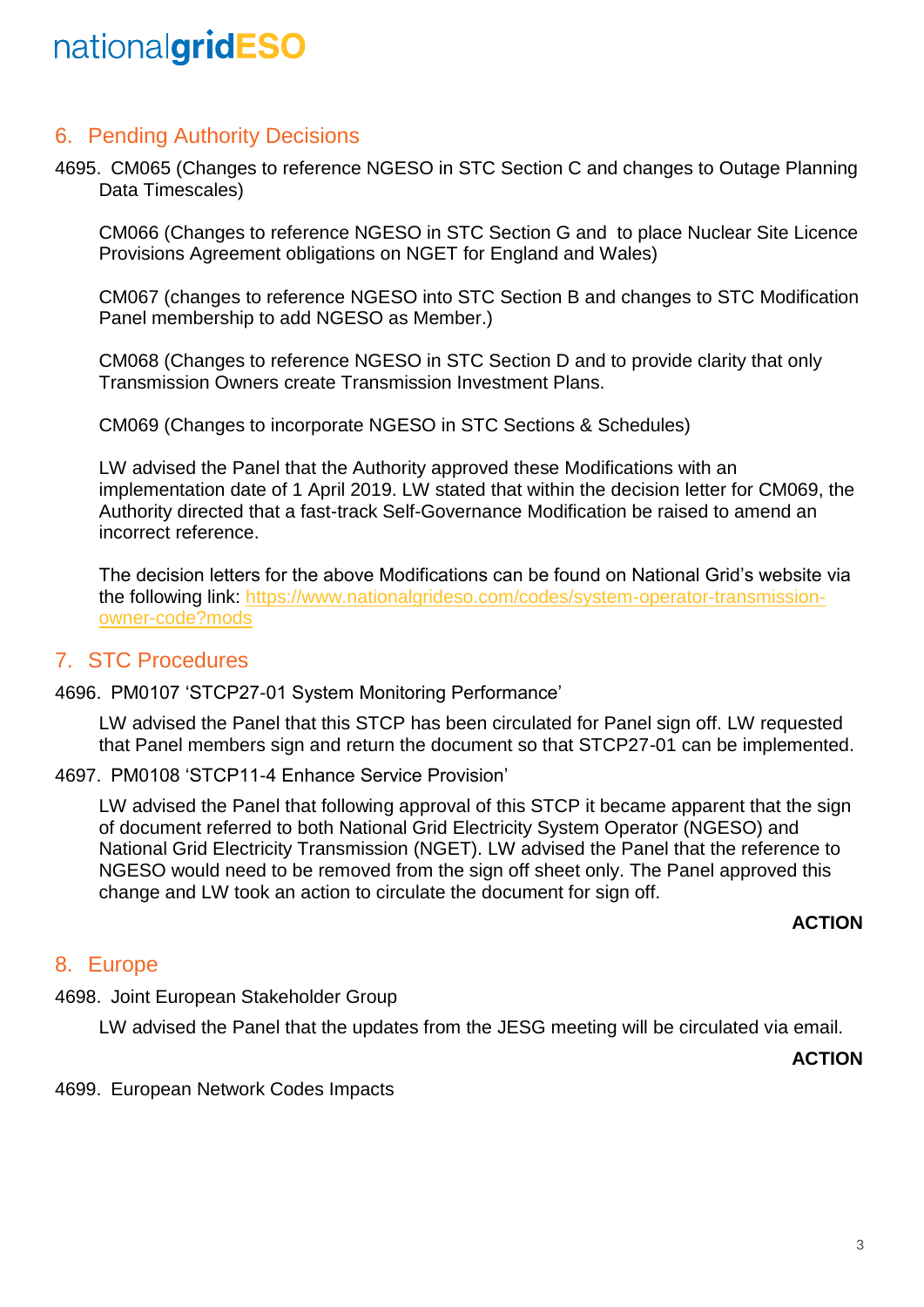## 6. Pending Authority Decisions

4695. CM065 (Changes to reference NGESO in STC Section C and changes to Outage Planning Data Timescales)

CM066 (Changes to reference NGESO in STC Section G and to place Nuclear Site Licence Provisions Agreement obligations on NGET for England and Wales)

CM067 (changes to reference NGESO into STC Section B and changes to STC Modification Panel membership to add NGESO as Member.)

CM068 (Changes to reference NGESO in STC Section D and to provide clarity that only Transmission Owners create Transmission Investment Plans.

CM069 (Changes to incorporate NGESO in STC Sections & Schedules)

LW advised the Panel that the Authority approved these Modifications with an implementation date of 1 April 2019. LW stated that within the decision letter for CM069, the Authority directed that a fast-track Self-Governance Modification be raised to amend an incorrect reference.

The decision letters for the above Modifications can be found on National Grid's website via the following link: [https://www.nationalgrideso.com/codes/system-operator-transmission-owner-code?mods](https://www.nationalgrideso.com/codes/system-operator-transmission-owner-code?mods)

## 7. STC Procedures

4696. PM0107 'STCP27-01 System Monitoring Performance'

LW advised the Panel that this STCP has been circulated for Panel sign off. LW requested that Panel members sign and return the document so that STCP27-01 can be implemented.

4697. PM0108 'STCP11-4 Enhance Service Provision'

LW advised the Panel that following approval of this STCP it became apparent that the sign of document referred to both National Grid Electricity System Operator (NGESO) and National Grid Electricity Transmission (NGET). LW advised the Panel that the reference to NGESO would need to be removed from the sign off sheet only. The Panel approved this change and LW took an action to circulate the document for sign off.

**ACTION**

## 8. Europe

4698. Joint European Stakeholder Group

LW advised the Panel that the updates from the JESG meeting will be circulated via email.

**ACTION**

4699. European Network Codes Impacts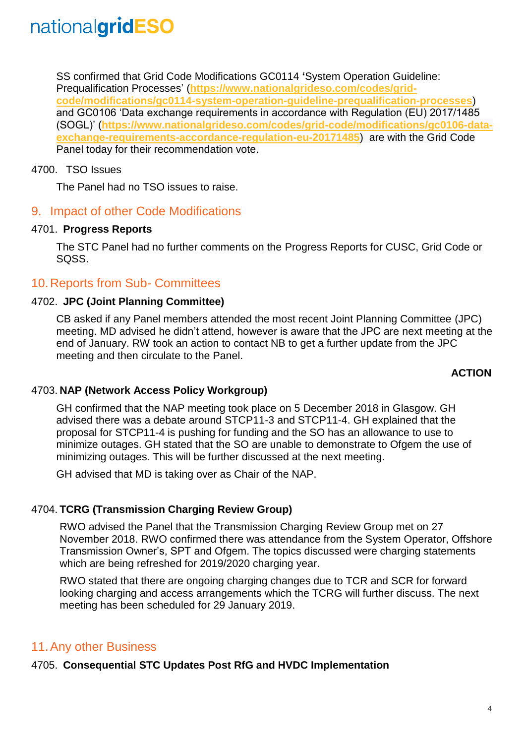SS confirmed that Grid Code Modifications GC0114 'System Operation Guideline: Prequalification Processes' (https://www.nationalgrideso.com/codes/grid-code/modifications/gc0114-system-operation-guideline-prequalification-processes) and GC0106 'Data exchange requirements in accordance with Regulation (EU) 2017/1485 (SOGL)' (https://www.nationalgrideso.com/codes/grid-code/modifications/gc0106-data-exchange-requirements-accordance-regulation-eu-20171485) are with the Grid Code Panel today for their recommendation vote.

4700. TSO Issues

The Panel had no TSO issues to raise.

## 9. Impact of other Code Modifications

4701. **Progress Reports**

The STC Panel had no further comments on the Progress Reports for CUSC, Grid Code or SQSS.

## 10. Reports from Sub- Committees

4702. **JPC (Joint Planning Committee)**

CB asked if any Panel members attended the most recent Joint Planning Committee (JPC) meeting. MD advised he didn't attend, however is aware that the JPC are next meeting at the end of January. RW took an action to contact NB to get a further update from the JPC meeting and then circulate to the Panel.

**ACTION**

4703. **NAP (Network Access Policy Workgroup)**

GH confirmed that the NAP meeting took place on 5 December 2018 in Glasgow. GH advised there was a debate around STCP11-3 and STCP11-4. GH explained that the proposal for STCP11-4 is pushing for funding and the SO has an allowance to use to minimize outages. GH stated that the SO are unable to demonstrate to Ofgem the use of minimizing outages. This will be further discussed at the next meeting.

GH advised that MD is taking over as Chair of the NAP.

4704. **TCRG (Transmission Charging Review Group)**

RWO advised the Panel that the Transmission Charging Review Group met on 27 November 2018. RWO confirmed there was attendance from the System Operator, Offshore Transmission Owner's, SPT and Ofgem. The topics discussed were charging statements which are being refreshed for 2019/2020 charging year.

RWO stated that there are ongoing charging changes due to TCR and SCR for forward looking charging and access arrangements which the TCRG will further discuss. The next meeting has been scheduled for 29 January 2019.

## 11. Any other Business

4705. **Consequential STC Updates Post RfG and HVDC Implementation**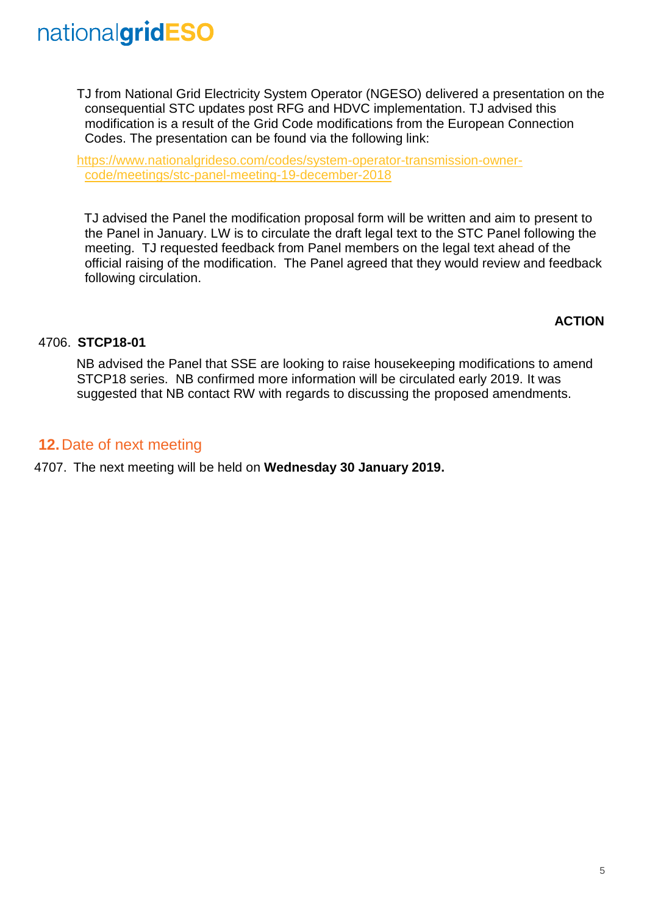TJ from National Grid Electricity System Operator (NGESO) delivered a presentation on the consequential STC updates post RFG and HDVC implementation. TJ advised this modification is a result of the Grid Code modifications from the European Connection Codes. The presentation can be found via the following link:

https://www.nationalgrideso.com/codes/system-operator-transmission-owner-code/meetings/stc-panel-meeting-19-december-2018

TJ advised the Panel the modification proposal form will be written and aim to present to the Panel in January. LW is to circulate the draft legal text to the STC Panel following the meeting. TJ requested feedback from Panel members on the legal text ahead of the official raising of the modification. The Panel agreed that they would review and feedback following circulation.

**ACTION**

4706. **STCP18-01**

NB advised the Panel that SSE are looking to raise housekeeping modifications to amend STCP18 series. NB confirmed more information will be circulated early 2019. It was suggested that NB contact RW with regards to discussing the proposed amendments.

## 12. Date of next meeting

4707. The next meeting will be held on **Wednesday 30 January 2019.**